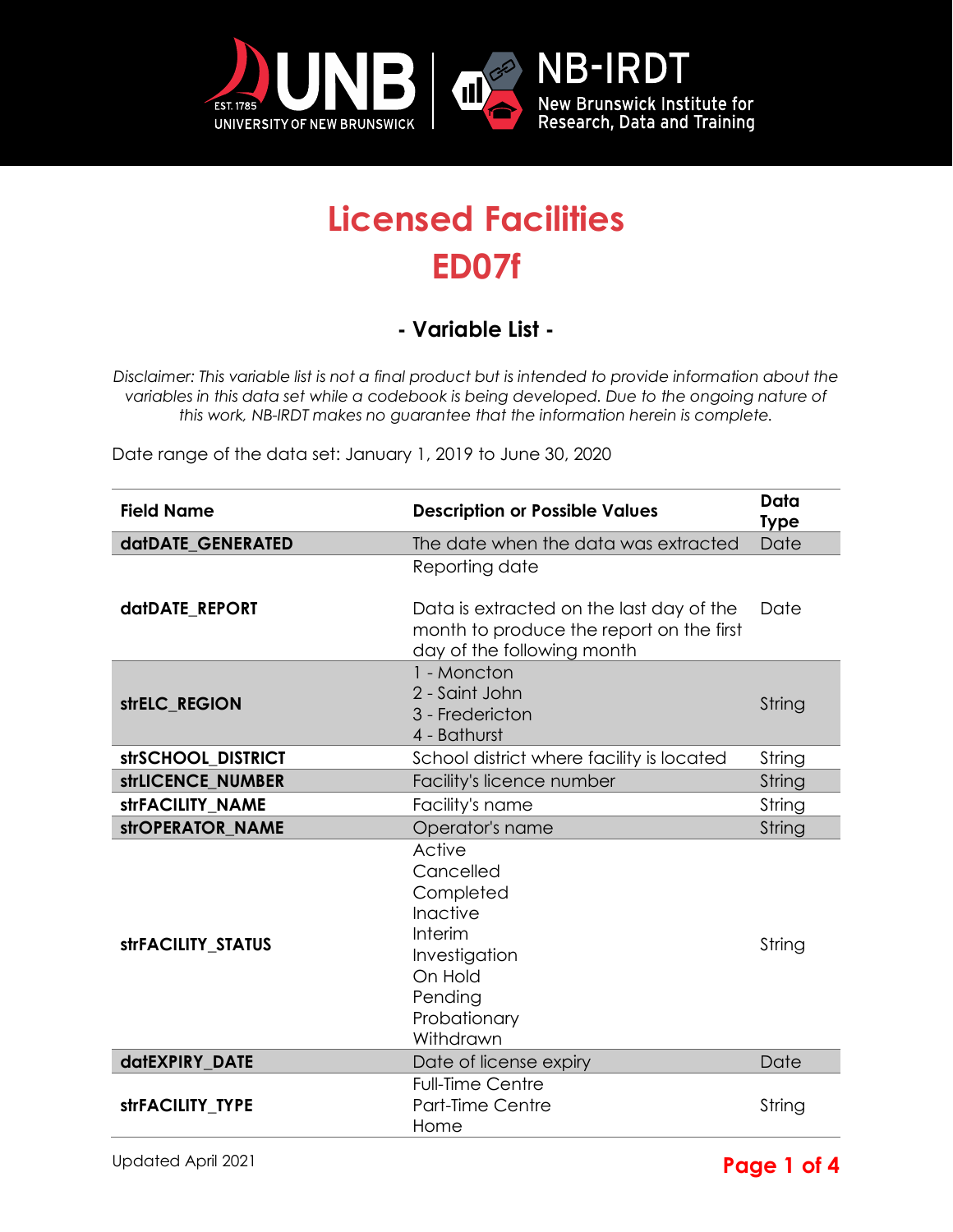# Licensed Facilities
# ED07f

## - Variable List -

*Disclaimer: This variable list is not a final product but is intended to provide information about the variables in this data set while a codebook is being developed. Due to the ongoing nature of this work, NB-IRDT makes no guarantee that the information herein is complete.*

Date range of the data set: January 1, 2019 to June 30, 2020

| Field Name | Description or Possible Values | Data Type |
|---|---|---|
| **datDATE_GENERATED** | The date when the data was extracted | Date |
| **datDATE_REPORT** | Reporting date<br><br>Data is extracted on the last day of the month to produce the report on the first day of the following month | Date |
| **strELC_REGION** | 1 - Moncton<br>2 - Saint John<br>3 - Fredericton<br>4 - Bathurst | String |
| **strSCHOOL_DISTRICT** | School district where facility is located | String |
| **strLICENCE_NUMBER** | Facility's licence number | String |
| **strFACILITY_NAME** | Facility's name | String |
| **strOPERATOR_NAME** | Operator's name | String |
| **strFACILITY_STATUS** | Active<br>Cancelled<br>Completed<br>Inactive<br>Interim<br>Investigation<br>On Hold<br>Pending<br>Probationary<br>Withdrawn | String |
| **datEXPIRY_DATE** | Date of license expiry | Date |
| **strFACILITY_TYPE** | Full-Time Centre<br>Part-Time Centre<br>Home | String |

Updated April 2021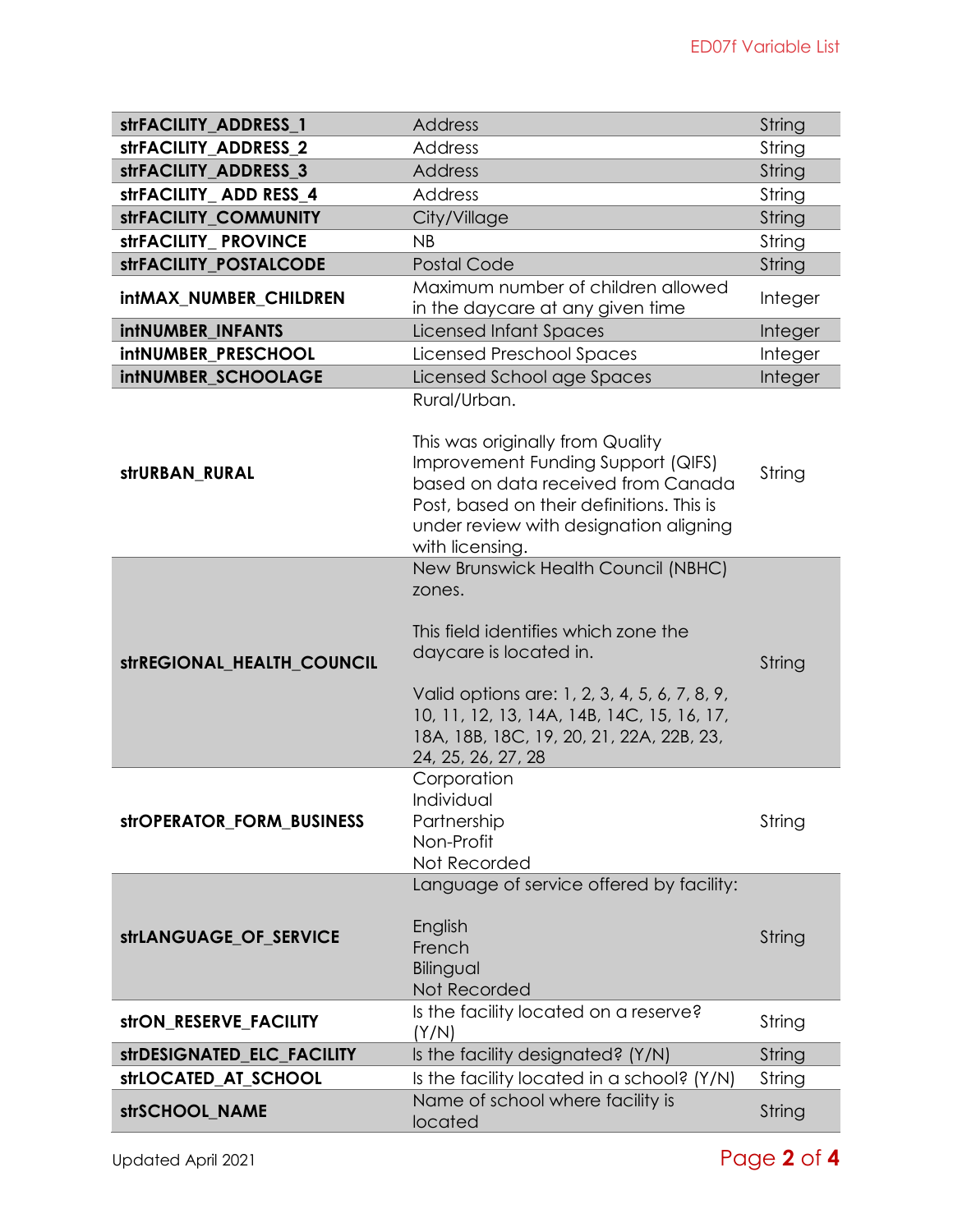| | | |
|---|---|---|
| **strFACILITY_ADDRESS_1** | Address | String |
| **strFACILITY_ADDRESS_2** | Address | String |
| **strFACILITY_ADDRESS_3** | Address | String |
| **strFACILITY_ ADD RESS_4** | Address | String |
| **strFACILITY_COMMUNITY** | City/Village | String |
| **strFACILITY_ PROVINCE** | NB | String |
| **strFACILITY_POSTALCODE** | Postal Code | String |
| **intMAX_NUMBER_CHILDREN** | Maximum number of children allowed in the daycare at any given time | Integer |
| **intNUMBER_INFANTS** | Licensed Infant Spaces | Integer |
| **intNUMBER_PRESCHOOL** | Licensed Preschool Spaces | Integer |
| **intNUMBER_SCHOOLAGE** | Licensed School age Spaces | Integer |
| **strURBAN_RURAL** | Rural/Urban.<br><br>This was originally from Quality Improvement Funding Support (QIFS) based on data received from Canada Post, based on their definitions. This is under review with designation aligning with licensing. | String |
| **strREGIONAL_HEALTH_COUNCIL** | New Brunswick Health Council (NBHC) zones.<br><br>This field identifies which zone the daycare is located in.<br><br>Valid options are: 1, 2, 3, 4, 5, 6, 7, 8, 9, 10, 11, 12, 13, 14A, 14B, 14C, 15, 16, 17, 18A, 18B, 18C, 19, 20, 21, 22A, 22B, 23, 24, 25, 26, 27, 28 | String |
| **strOPERATOR_FORM_BUSINESS** | Corporation<br>Individual<br>Partnership<br>Non-Profit<br>Not Recorded | String |
| **strLANGUAGE_OF_SERVICE** | Language of service offered by facility:<br><br>English<br>French<br>Bilingual<br>Not Recorded | String |
| **strON_RESERVE_FACILITY** | Is the facility located on a reserve? (Y/N) | String |
| **strDESIGNATED_ELC_FACILITY** | Is the facility designated? (Y/N) | String |
| **strLOCATED_AT_SCHOOL** | Is the facility located in a school? (Y/N) | String |
| **strSCHOOL_NAME** | Name of school where facility is located | String |

Updated April 2021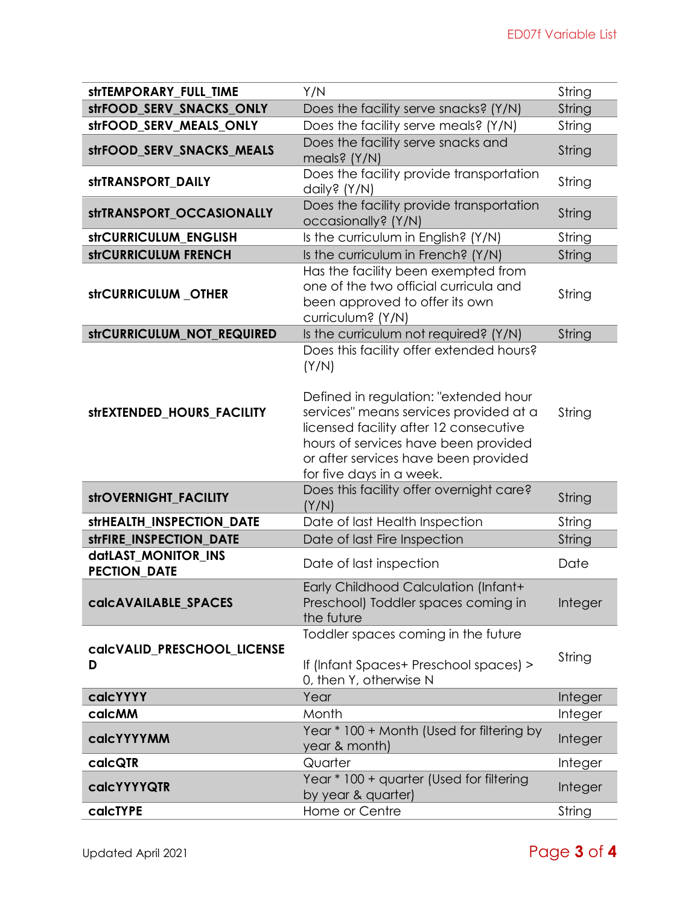| | | |
|---|---|---|
| **strTEMPORARY_FULL_TIME** | Y/N | String |
| **strFOOD_SERV_SNACKS_ONLY** | Does the facility serve snacks? (Y/N) | String |
| **strFOOD_SERV_MEALS_ONLY** | Does the facility serve meals? (Y/N) | String |
| **strFOOD_SERV_SNACKS_MEALS** | Does the facility serve snacks and meals? (Y/N) | String |
| **strTRANSPORT_DAILY** | Does the facility provide transportation daily? (Y/N) | String |
| **strTRANSPORT_OCCASIONALLY** | Does the facility provide transportation occasionally? (Y/N) | String |
| **strCURRICULUM_ENGLISH** | Is the curriculum in English? (Y/N) | String |
| **strCURRICULUM FRENCH** | Is the curriculum in French? (Y/N) | String |
| **strCURRICULUM _OTHER** | Has the facility been exempted from one of the two official curricula and been approved to offer its own curriculum? (Y/N) | String |
| **strCURRICULUM_NOT_REQUIRED** | Is the curriculum not required? (Y/N) | String |
| **strEXTENDED_HOURS_FACILITY** | Does this facility offer extended hours? (Y/N)<br><br>Defined in regulation: "extended hour services" means services provided at a licensed facility after 12 consecutive hours of services have been provided or after services have been provided for five days in a week. | String |
| **strOVERNIGHT_FACILITY** | Does this facility offer overnight care? (Y/N) | String |
| **strHEALTH_INSPECTION_DATE** | Date of last Health Inspection | String |
| **strFIRE_INSPECTION_DATE** | Date of last Fire Inspection | String |
| **datLAST_MONITOR_INSPECTION_DATE** | Date of last inspection | Date |
| **calcAVAILABLE_SPACES** | Early Childhood Calculation (Infant+ Preschool) Toddler spaces coming in the future | Integer |
| **calcVALID_PRESCHOOL_LICENSED** | Toddler spaces coming in the future<br><br>If (Infant Spaces+ Preschool spaces) > 0, then Y, otherwise N | String |
| **calcYYYY** | Year | Integer |
| **calcMM** | Month | Integer |
| **calcYYYYMM** | Year * 100 + Month (Used for filtering by year & month) | Integer |
| **calcQTR** | Quarter | Integer |
| **calcYYYYQTR** | Year * 100 + quarter (Used for filtering by year & quarter) | Integer |
| **calcTYPE** | Home or Centre | String |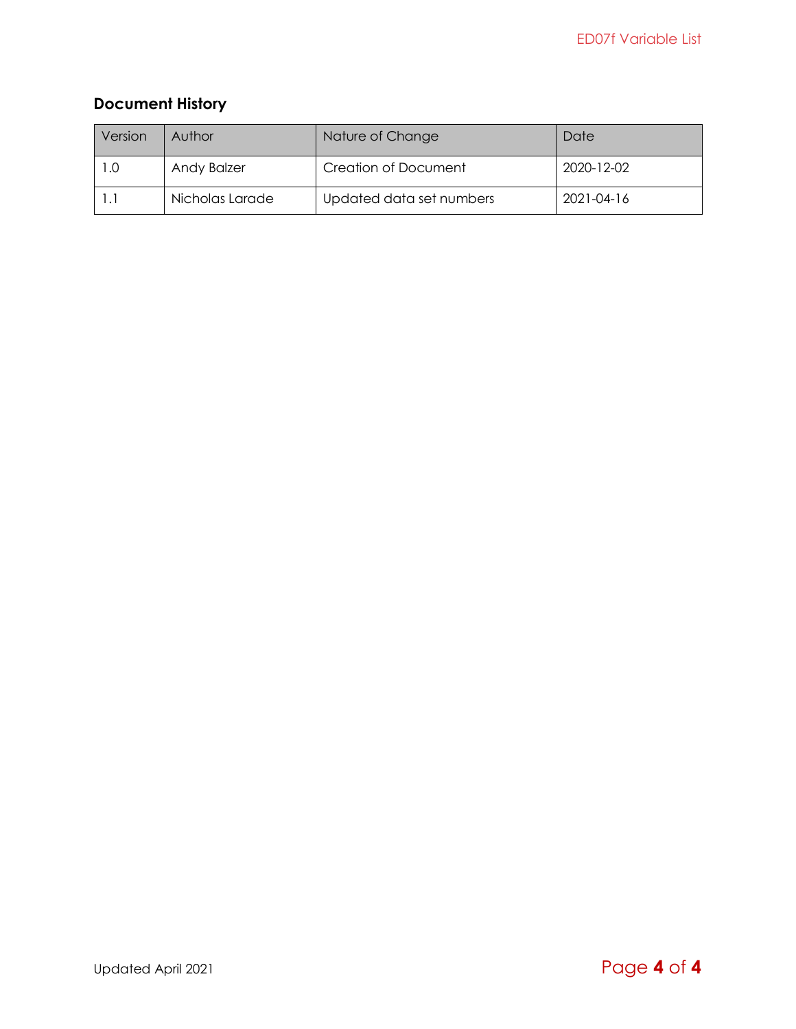## Document History

| Version | Author | Nature of Change | Date |
|---|---|---|---|
| 1.0 | Andy Balzer | Creation of Document | 2020-12-02 |
| 1.1 | Nicholas Larade | Updated data set numbers | 2021-04-16 |